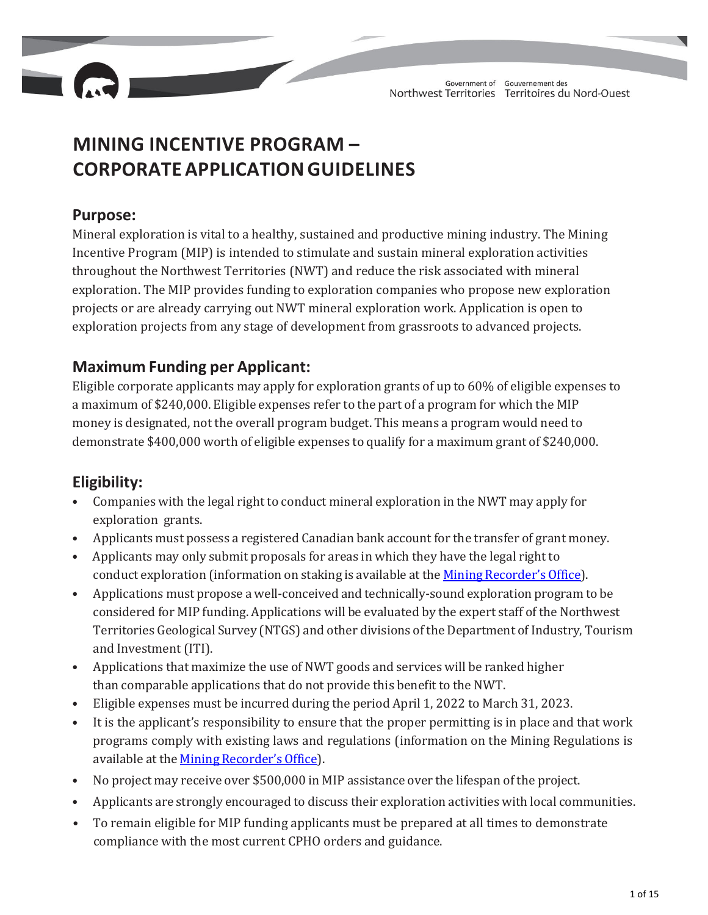# MINING INCENTIVE PROGRAM – CORPORATE APPLICATION GUIDELINES

## Purpose:

Mineral exploration is vital to a healthy, sustained and productive mining industry. The Mining Incentive Program (MIP) is intended to stimulate and sustain mineral exploration activities throughout the Northwest Territories (NWT) and reduce the risk associated with mineral exploration. The MIP provides funding to exploration companies who propose new exploration projects or are already carrying out NWT mineral exploration work. Application is open to exploration projects from any stage of development from grassroots to advanced projects.

## Maximum Funding per Applicant:

Eligible corporate applicants may apply for exploration grants of up to 60% of eligible expenses to a maximum of $240,000. Eligible expenses refer to the part of a program for which the MIP money is designated, not the overall program budget. This means a program would need to demonstrate $400,000 worth of eligible expenses to qualify for a maximum grant of $240,000.

## Eligibility:

- Companies with the legal right to conduct mineral exploration in the NWT may apply for exploration grants.
- Applicants must possess a registered Canadian bank account for the transfer of grant money.
- Applicants may only submit proposals for areas in which they have the legal right to conduct exploration (information on staking is available at the [Mining Recorder's Office](#)).
- Applications must propose a well-conceived and technically-sound exploration program to be considered for MIP funding. Applications will be evaluated by the expert staff of the Northwest Territories Geological Survey (NTGS) and other divisions of the Department of Industry, Tourism and Investment (ITI).
- Applications that maximize the use of NWT goods and services will be ranked higher than comparable applications that do not provide this benefit to the NWT.
- Eligible expenses must be incurred during the period April 1, 2022 to March 31, 2023.
- It is the applicant's responsibility to ensure that the proper permitting is in place and that work programs comply with existing laws and regulations (information on the Mining Regulations is available at the [Mining Recorder's Office](#)).
- No project may receive over $500,000 in MIP assistance over the lifespan of the project.
- Applicants are strongly encouraged to discuss their exploration activities with local communities.
- To remain eligible for MIP funding applicants must be prepared at all times to demonstrate compliance with the most current CPHO orders and guidance.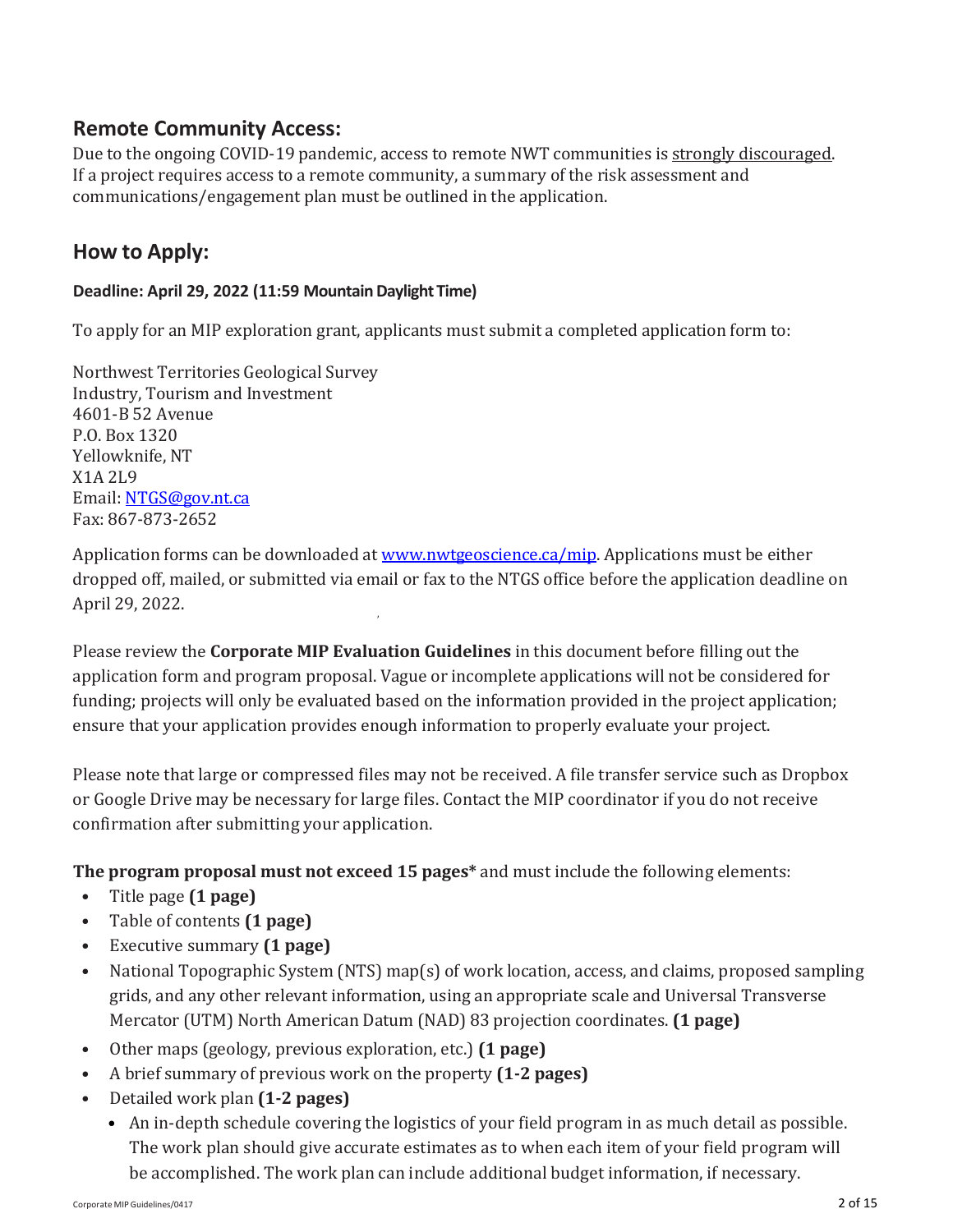## Remote Community Access:

Due to the ongoing COVID-19 pandemic, access to remote NWT communities is strongly discouraged. If a project requires access to a remote community, a summary of the risk assessment and communications/engagement plan must be outlined in the application.

## How to Apply:

**Deadline: April 29, 2022 (11:59 Mountain Daylight Time)**

To apply for an MIP exploration grant, applicants must submit a completed application form to:

Northwest Territories Geological Survey
Industry, Tourism and Investment
4601-B 52 Avenue
P.O. Box 1320
Yellowknife, NT
X1A 2L9
Email: NTGS@gov.nt.ca
Fax: 867-873-2652

Application forms can be downloaded at www.nwtgeoscience.ca/mip. Applications must be either dropped off, mailed, or submitted via email or fax to the NTGS office before the application deadline on April 29, 2022.

Please review the **Corporate MIP Evaluation Guidelines** in this document before filling out the application form and program proposal. Vague or incomplete applications will not be considered for funding; projects will only be evaluated based on the information provided in the project application; ensure that your application provides enough information to properly evaluate your project.

Please note that large or compressed files may not be received. A file transfer service such as Dropbox or Google Drive may be necessary for large files. Contact the MIP coordinator if you do not receive confirmation after submitting your application.

**The program proposal must not exceed 15 pages*** and must include the following elements:

- Title page **(1 page)**
- Table of contents **(1 page)**
- Executive summary **(1 page)**
- National Topographic System (NTS) map(s) of work location, access, and claims, proposed sampling grids, and any other relevant information, using an appropriate scale and Universal Transverse Mercator (UTM) North American Datum (NAD) 83 projection coordinates. **(1 page)**
- Other maps (geology, previous exploration, etc.) **(1 page)**
- A brief summary of previous work on the property **(1-2 pages)**
- Detailed work plan **(1-2 pages)**
  - An in-depth schedule covering the logistics of your field program in as much detail as possible. The work plan should give accurate estimates as to when each item of your field program will be accomplished. The work plan can include additional budget information, if necessary.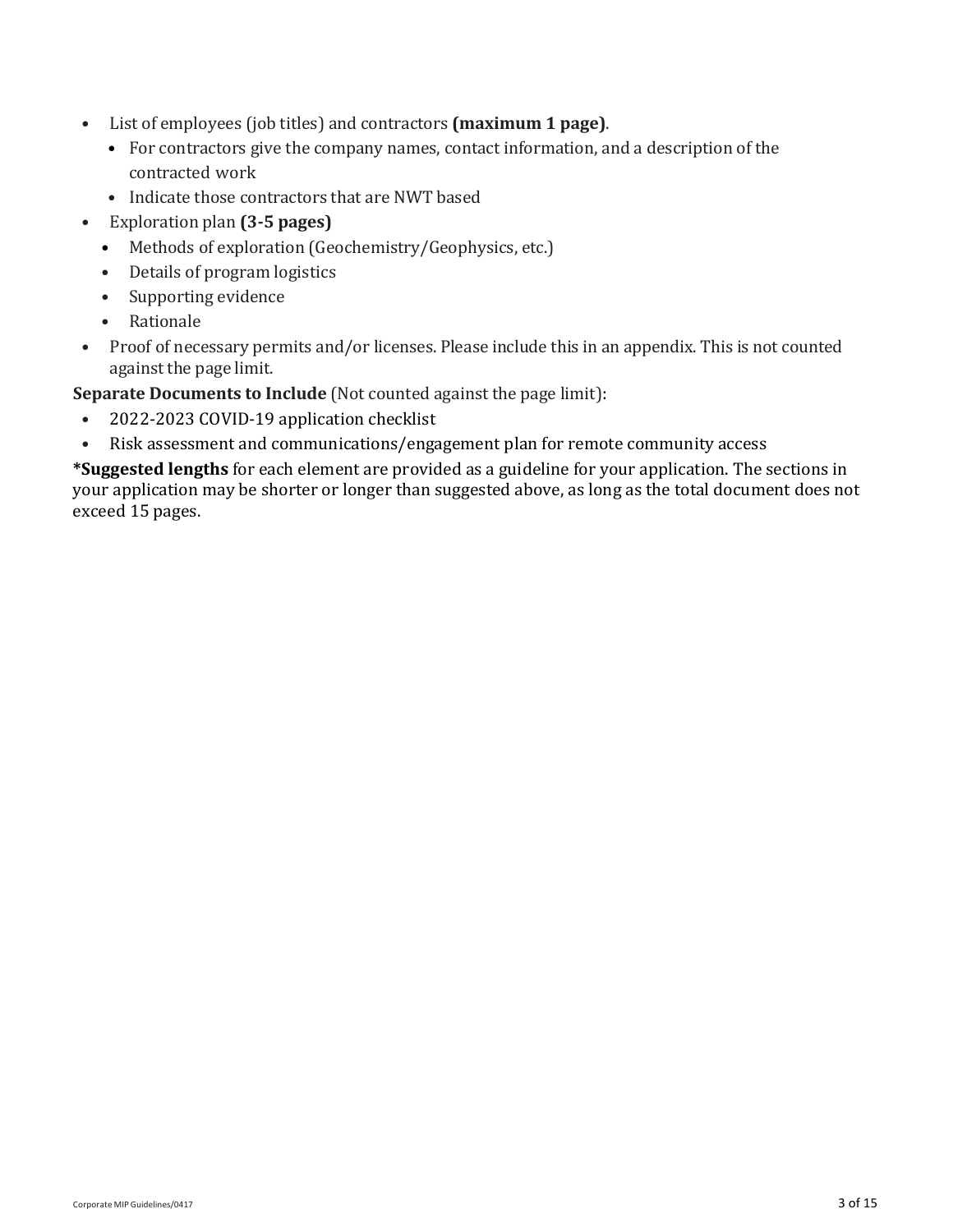- List of employees (job titles) and contractors **(maximum 1 page)**.
  - For contractors give the company names, contact information, and a description of the contracted work
  - Indicate those contractors that are NWT based
- Exploration plan **(3-5 pages)**
  - Methods of exploration (Geochemistry/Geophysics, etc.)
  - Details of program logistics
  - Supporting evidence
  - Rationale
- Proof of necessary permits and/or licenses. Please include this in an appendix. This is not counted against the page limit.

**Separate Documents to Include** (Not counted against the page limit):

- 2022-2023 COVID-19 application checklist
- Risk assessment and communications/engagement plan for remote community access

***Suggested lengths** for each element are provided as a guideline for your application. The sections in your application may be shorter or longer than suggested above, as long as the total document does not exceed 15 pages.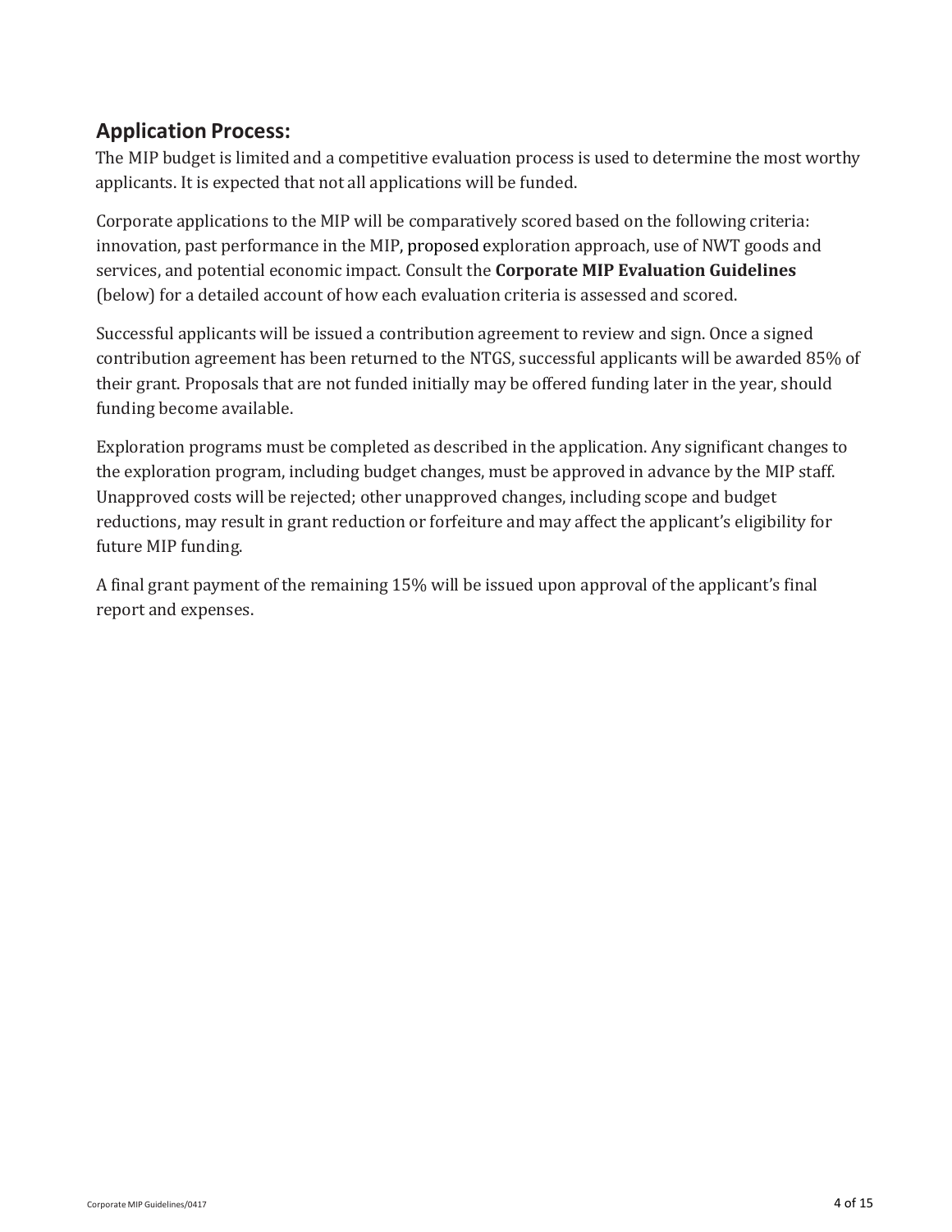## Application Process:

The MIP budget is limited and a competitive evaluation process is used to determine the most worthy applicants. It is expected that not all applications will be funded.

Corporate applications to the MIP will be comparatively scored based on the following criteria: innovation, past performance in the MIP, proposed exploration approach, use of NWT goods and services, and potential economic impact. Consult the **Corporate MIP Evaluation Guidelines** (below) for a detailed account of how each evaluation criteria is assessed and scored.

Successful applicants will be issued a contribution agreement to review and sign. Once a signed contribution agreement has been returned to the NTGS, successful applicants will be awarded 85% of their grant. Proposals that are not funded initially may be offered funding later in the year, should funding become available.

Exploration programs must be completed as described in the application. Any significant changes to the exploration program, including budget changes, must be approved in advance by the MIP staff. Unapproved costs will be rejected; other unapproved changes, including scope and budget reductions, may result in grant reduction or forfeiture and may affect the applicant's eligibility for future MIP funding.

A final grant payment of the remaining 15% will be issued upon approval of the applicant's final report and expenses.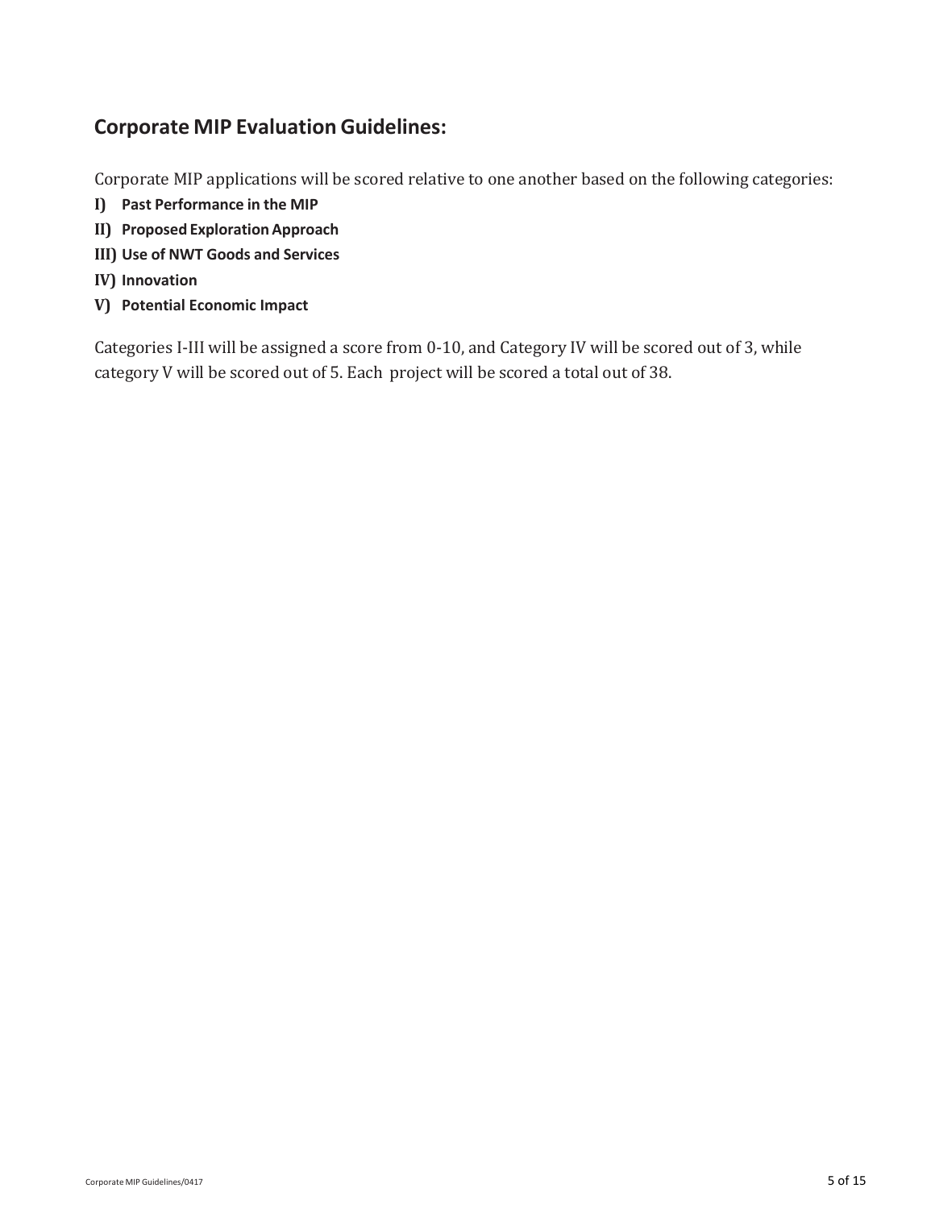## Corporate MIP Evaluation Guidelines:

Corporate MIP applications will be scored relative to one another based on the following categories:

**I) Past Performance in the MIP**

**II) Proposed Exploration Approach**

**III) Use of NWT Goods and Services**

**IV) Innovation**

**V) Potential Economic Impact**

Categories I-III will be assigned a score from 0-10, and Category IV will be scored out of 3, while category V will be scored out of 5. Each project will be scored a total out of 38.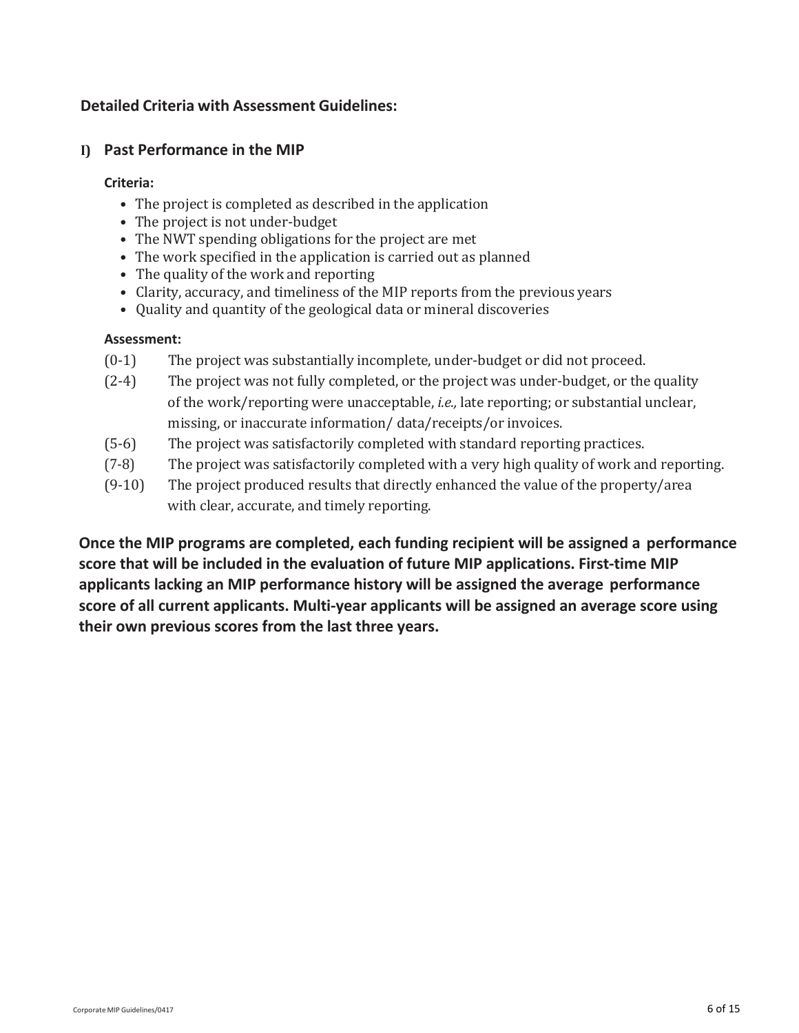## Detailed Criteria with Assessment Guidelines:

### I) Past Performance in the MIP

**Criteria:**

- The project is completed as described in the application
- The project is not under-budget
- The NWT spending obligations for the project are met
- The work specified in the application is carried out as planned
- The quality of the work and reporting
- Clarity, accuracy, and timeliness of the MIP reports from the previous years
- Quality and quantity of the geological data or mineral discoveries

**Assessment:**

(0-1) The project was substantially incomplete, under-budget or did not proceed.

(2-4) The project was not fully completed, or the project was under-budget, or the quality of the work/reporting were unacceptable, *i.e.,* late reporting; or substantial unclear, missing, or inaccurate information/ data/receipts/or invoices.

(5-6) The project was satisfactorily completed with standard reporting practices.

(7-8) The project was satisfactorily completed with a very high quality of work and reporting.

(9-10) The project produced results that directly enhanced the value of the property/area with clear, accurate, and timely reporting.

**Once the MIP programs are completed, each funding recipient will be assigned a performance score that will be included in the evaluation of future MIP applications. First-time MIP applicants lacking an MIP performance history will be assigned the average performance score of all current applicants. Multi-year applicants will be assigned an average score using their own previous scores from the last three years.**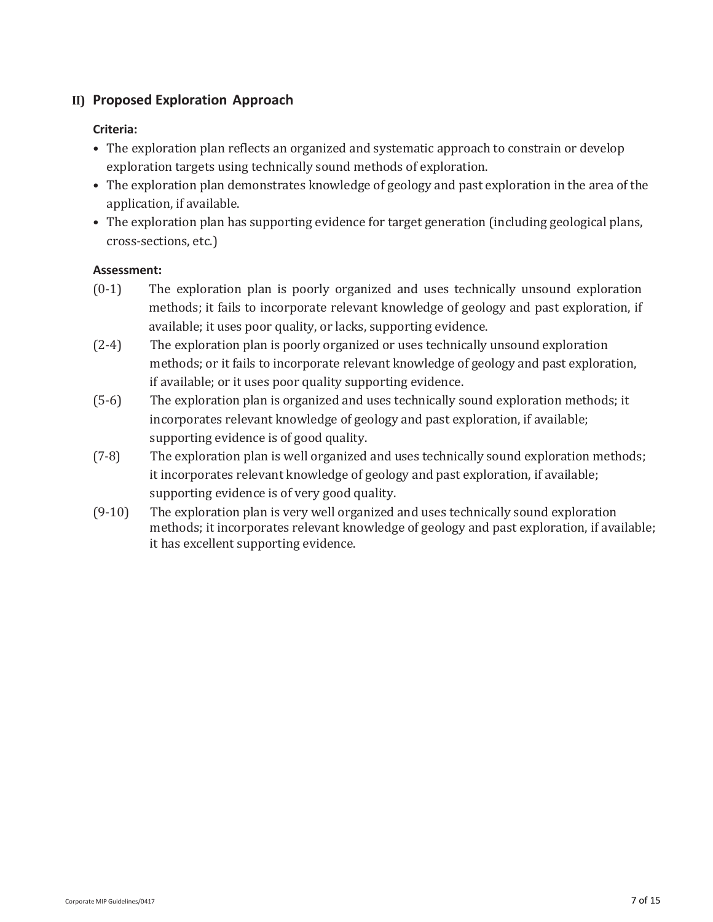## II) Proposed Exploration Approach

**Criteria:**

- The exploration plan reflects an organized and systematic approach to constrain or develop exploration targets using technically sound methods of exploration.
- The exploration plan demonstrates knowledge of geology and past exploration in the area of the application, if available.
- The exploration plan has supporting evidence for target generation (including geological plans, cross-sections, etc.)

**Assessment:**

(0-1) The exploration plan is poorly organized and uses technically unsound exploration methods; it fails to incorporate relevant knowledge of geology and past exploration, if available; it uses poor quality, or lacks, supporting evidence.

(2-4) The exploration plan is poorly organized or uses technically unsound exploration methods; or it fails to incorporate relevant knowledge of geology and past exploration, if available; or it uses poor quality supporting evidence.

(5-6) The exploration plan is organized and uses technically sound exploration methods; it incorporates relevant knowledge of geology and past exploration, if available; supporting evidence is of good quality.

(7-8) The exploration plan is well organized and uses technically sound exploration methods; it incorporates relevant knowledge of geology and past exploration, if available; supporting evidence is of very good quality.

(9-10) The exploration plan is very well organized and uses technically sound exploration methods; it incorporates relevant knowledge of geology and past exploration, if available; it has excellent supporting evidence.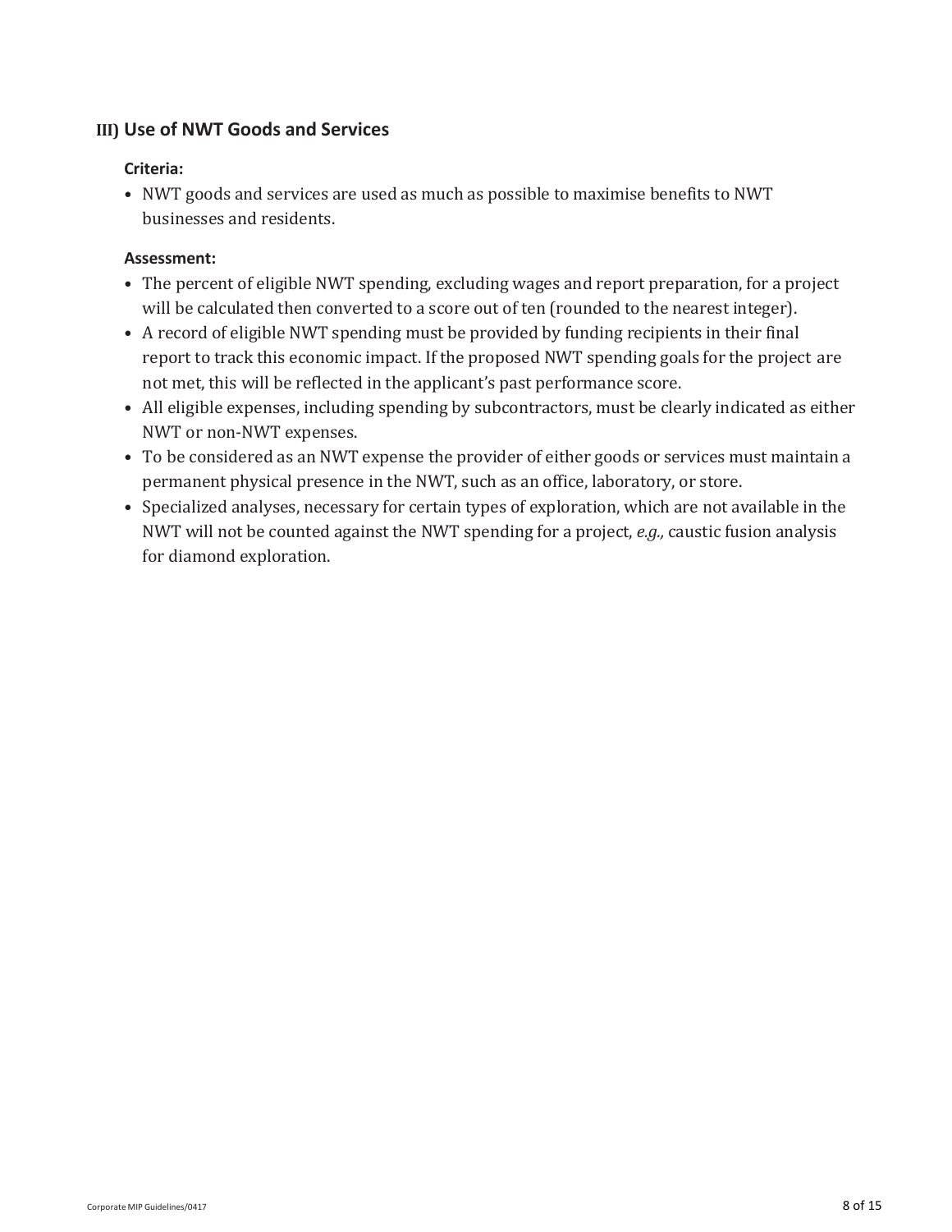### III) Use of NWT Goods and Services

**Criteria:**

- NWT goods and services are used as much as possible to maximise benefits to NWT businesses and residents.

**Assessment:**

- The percent of eligible NWT spending, excluding wages and report preparation, for a project will be calculated then converted to a score out of ten (rounded to the nearest integer).
- A record of eligible NWT spending must be provided by funding recipients in their final report to track this economic impact. If the proposed NWT spending goals for the project are not met, this will be reflected in the applicant's past performance score.
- All eligible expenses, including spending by subcontractors, must be clearly indicated as either NWT or non-NWT expenses.
- To be considered as an NWT expense the provider of either goods or services must maintain a permanent physical presence in the NWT, such as an office, laboratory, or store.
- Specialized analyses, necessary for certain types of exploration, which are not available in the NWT will not be counted against the NWT spending for a project, *e.g.,* caustic fusion analysis for diamond exploration.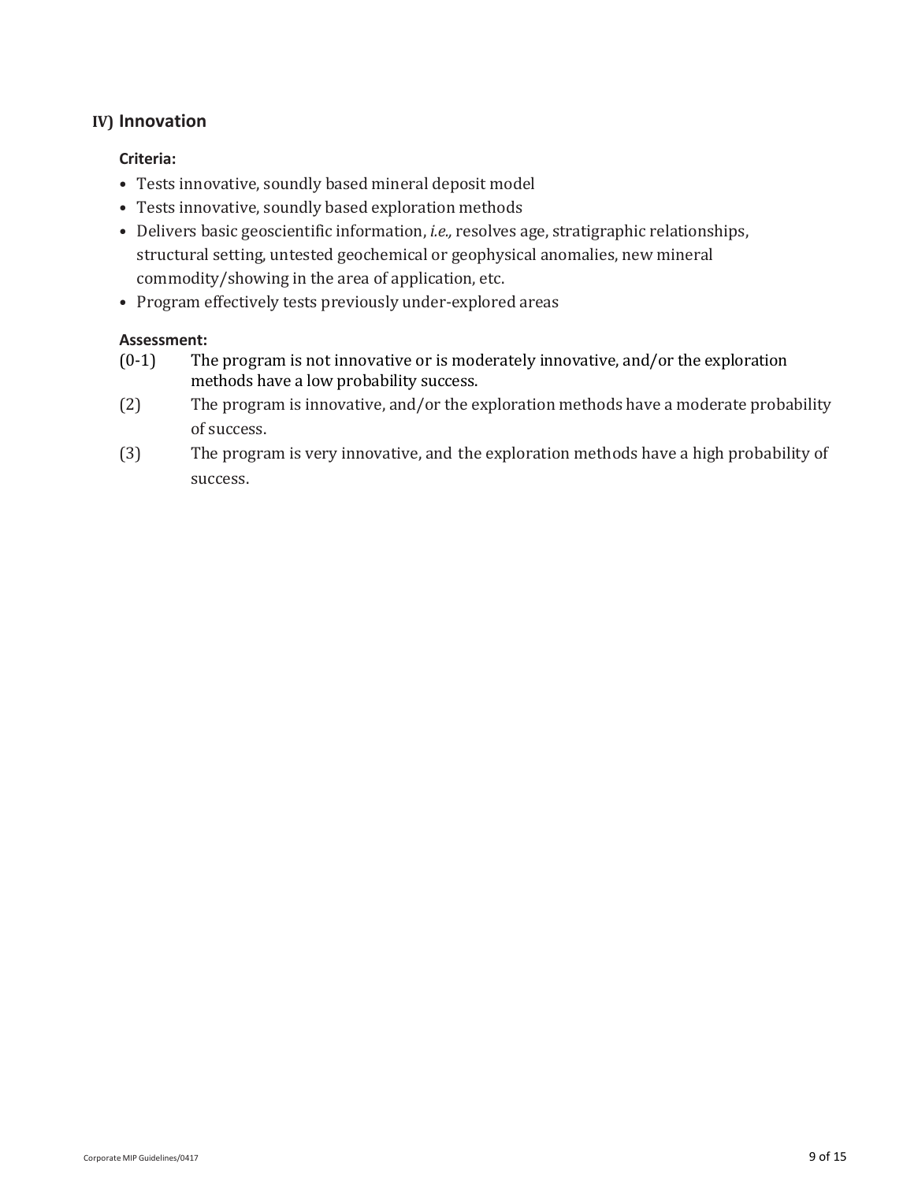## IV) Innovation

**Criteria:**

- Tests innovative, soundly based mineral deposit model
- Tests innovative, soundly based exploration methods
- Delivers basic geoscientific information, *i.e.,* resolves age, stratigraphic relationships, structural setting, untested geochemical or geophysical anomalies, new mineral commodity/showing in the area of application, etc.
- Program effectively tests previously under-explored areas

**Assessment:**

(0-1) The program is not innovative or is moderately innovative, and/or the exploration methods have a low probability success.

(2) The program is innovative, and/or the exploration methods have a moderate probability of success.

(3) The program is very innovative, and the exploration methods have a high probability of success.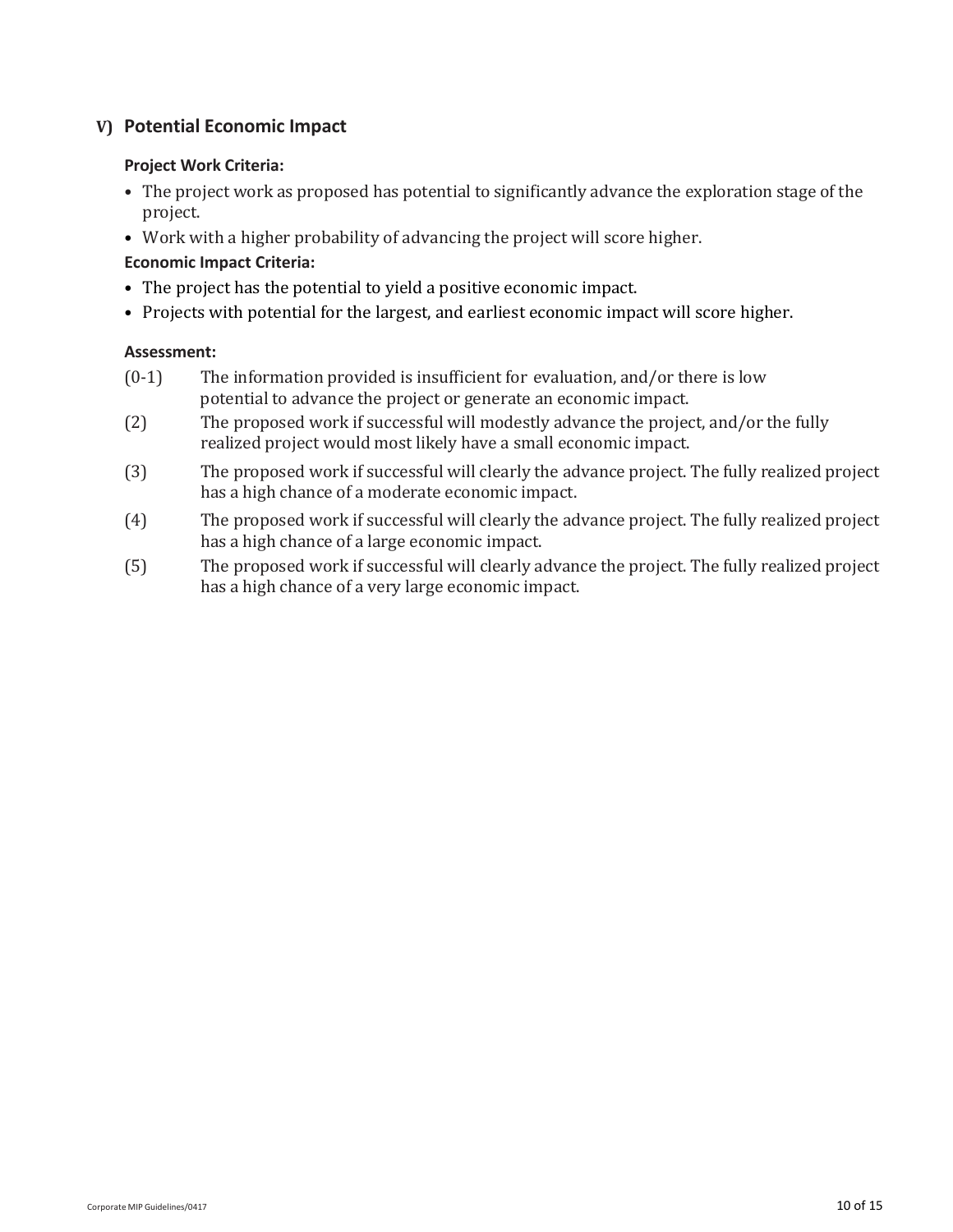## V) Potential Economic Impact

**Project Work Criteria:**

- The project work as proposed has potential to significantly advance the exploration stage of the project.
- Work with a higher probability of advancing the project will score higher.

**Economic Impact Criteria:**

- The project has the potential to yield a positive economic impact.
- Projects with potential for the largest, and earliest economic impact will score higher.

**Assessment:**

(0-1) The information provided is insufficient for evaluation, and/or there is low potential to advance the project or generate an economic impact.

(2) The proposed work if successful will modestly advance the project, and/or the fully realized project would most likely have a small economic impact.

(3) The proposed work if successful will clearly the advance project. The fully realized project has a high chance of a moderate economic impact.

(4) The proposed work if successful will clearly the advance project. The fully realized project has a high chance of a large economic impact.

(5) The proposed work if successful will clearly advance the project. The fully realized project has a high chance of a very large economic impact.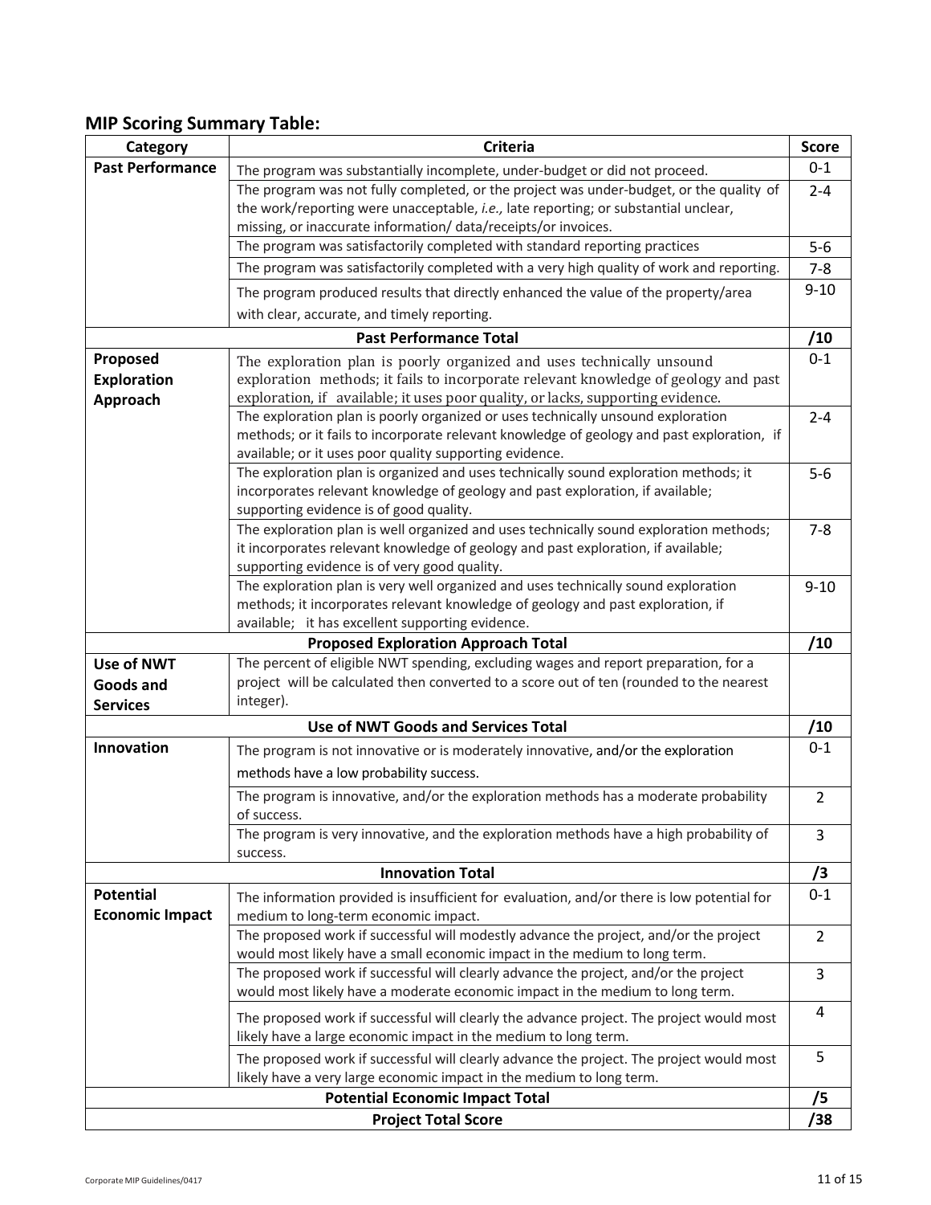## MIP Scoring Summary Table:

| Category | Criteria | Score |
|---|---|---|
| **Past Performance** | The program was substantially incomplete, under-budget or did not proceed. | 0-1 |
| | The program was not fully completed, or the project was under-budget, or the quality of the work/reporting were unacceptable, *i.e.,* late reporting; or substantial unclear, missing, or inaccurate information/ data/receipts/or invoices. | 2-4 |
| | The program was satisfactorily completed with standard reporting practices | 5-6 |
| | The program was satisfactorily completed with a very high quality of work and reporting. | 7-8 |
| | The program produced results that directly enhanced the value of the property/area with clear, accurate, and timely reporting. | 9-10 |
| **Past Performance Total** | | **/10** |
| **Proposed Exploration Approach** | The exploration plan is poorly organized and uses technically unsound exploration methods; it fails to incorporate relevant knowledge of geology and past exploration, if available; it uses poor quality, or lacks, supporting evidence. | 0-1 |
| | The exploration plan is poorly organized or uses technically unsound exploration methods; or it fails to incorporate relevant knowledge of geology and past exploration, if available; or it uses poor quality supporting evidence. | 2-4 |
| | The exploration plan is organized and uses technically sound exploration methods; it incorporates relevant knowledge of geology and past exploration, if available; supporting evidence is of good quality. | 5-6 |
| | The exploration plan is well organized and uses technically sound exploration methods; it incorporates relevant knowledge of geology and past exploration, if available; supporting evidence is of very good quality. | 7-8 |
| | The exploration plan is very well organized and uses technically sound exploration methods; it incorporates relevant knowledge of geology and past exploration, if available; it has excellent supporting evidence. | 9-10 |
| **Proposed Exploration Approach Total** | | **/10** |
| **Use of NWT Goods and Services** | The percent of eligible NWT spending, excluding wages and report preparation, for a project will be calculated then converted to a score out of ten (rounded to the nearest integer). | |
| **Use of NWT Goods and Services Total** | | **/10** |
| **Innovation** | The program is not innovative or is moderately innovative, and/or the exploration methods have a low probability success. | 0-1 |
| | The program is innovative, and/or the exploration methods has a moderate probability of success. | 2 |
| | The program is very innovative, and the exploration methods have a high probability of success. | 3 |
| **Innovation Total** | | **/3** |
| **Potential Economic Impact** | The information provided is insufficient for evaluation, and/or there is low potential for medium to long-term economic impact. | 0-1 |
| | The proposed work if successful will modestly advance the project, and/or the project would most likely have a small economic impact in the medium to long term. | 2 |
| | The proposed work if successful will clearly advance the project, and/or the project would most likely have a moderate economic impact in the medium to long term. | 3 |
| | The proposed work if successful will clearly the advance project. The project would most likely have a large economic impact in the medium to long term. | 4 |
| | The proposed work if successful will clearly advance the project. The project would most likely have a very large economic impact in the medium to long term. | 5 |
| **Potential Economic Impact Total** | | **/5** |
| **Project Total Score** | | **/38** |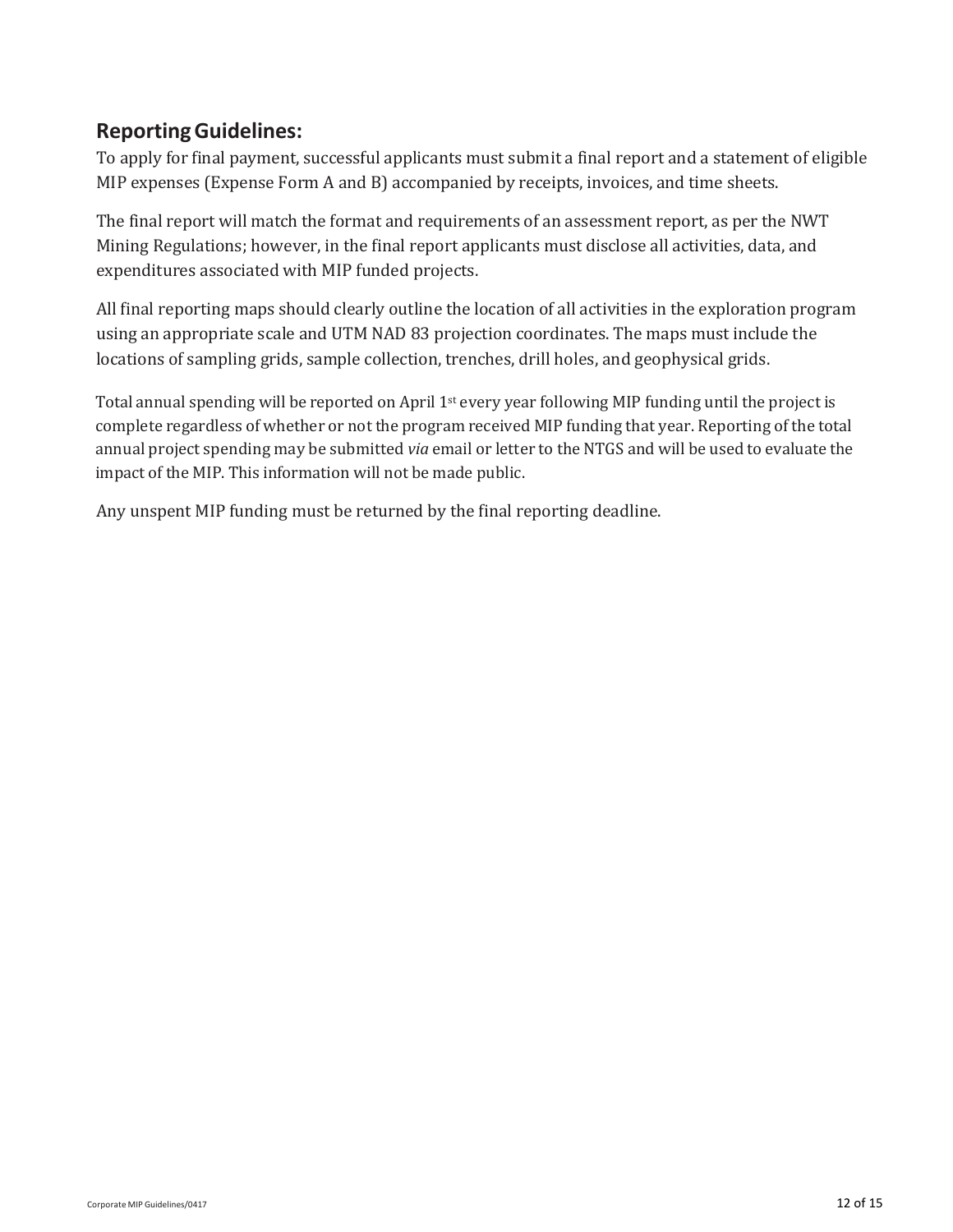## Reporting Guidelines:

To apply for final payment, successful applicants must submit a final report and a statement of eligible MIP expenses (Expense Form A and B) accompanied by receipts, invoices, and time sheets.

The final report will match the format and requirements of an assessment report, as per the NWT Mining Regulations; however, in the final report applicants must disclose all activities, data, and expenditures associated with MIP funded projects.

All final reporting maps should clearly outline the location of all activities in the exploration program using an appropriate scale and UTM NAD 83 projection coordinates. The maps must include the locations of sampling grids, sample collection, trenches, drill holes, and geophysical grids.

Total annual spending will be reported on April 1st every year following MIP funding until the project is complete regardless of whether or not the program received MIP funding that year. Reporting of the total annual project spending may be submitted *via* email or letter to the NTGS and will be used to evaluate the impact of the MIP. This information will not be made public.

Any unspent MIP funding must be returned by the final reporting deadline.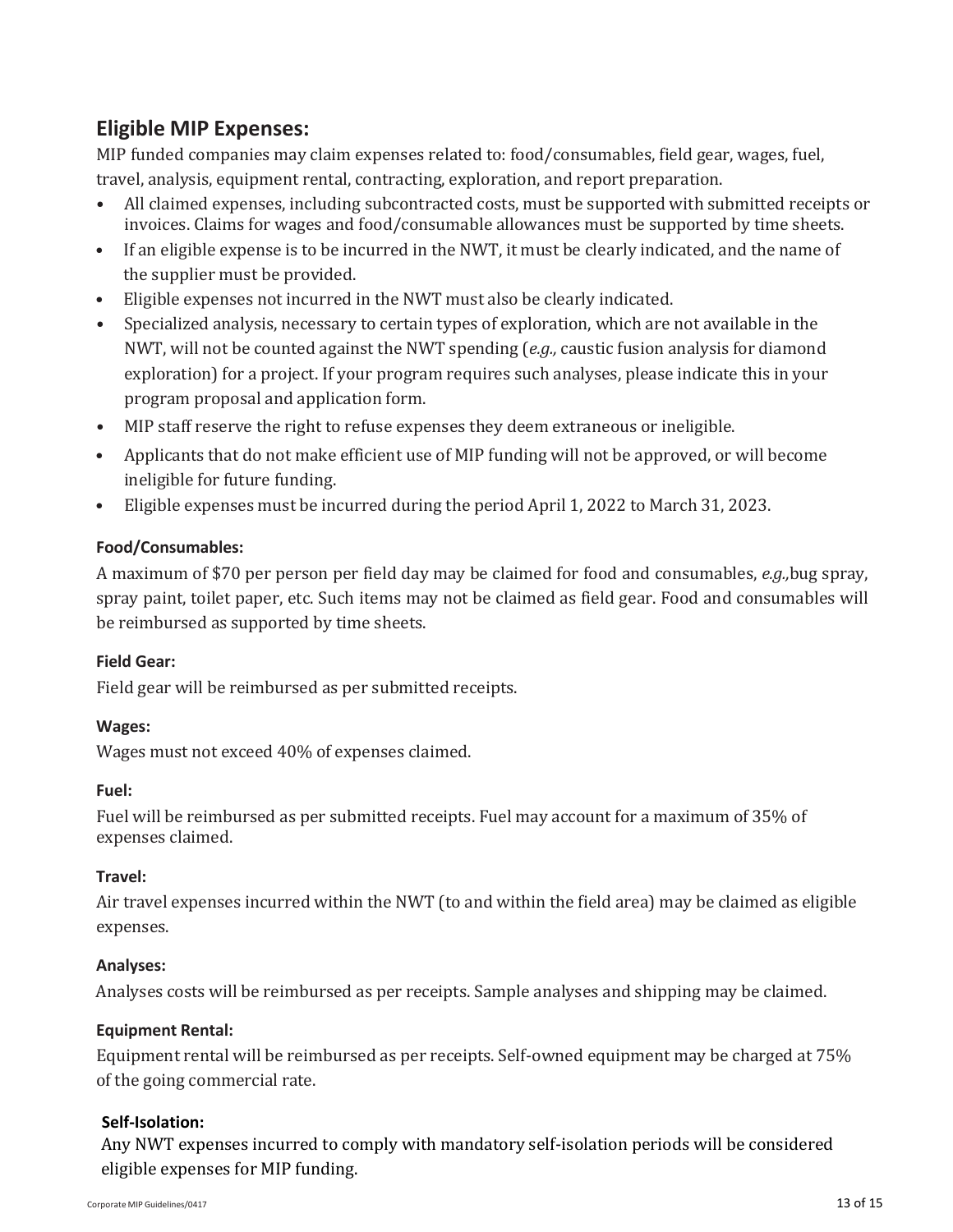## Eligible MIP Expenses:

MIP funded companies may claim expenses related to: food/consumables, field gear, wages, fuel, travel, analysis, equipment rental, contracting, exploration, and report preparation.

- All claimed expenses, including subcontracted costs, must be supported with submitted receipts or invoices. Claims for wages and food/consumable allowances must be supported by time sheets.
- If an eligible expense is to be incurred in the NWT, it must be clearly indicated, and the name of the supplier must be provided.
- Eligible expenses not incurred in the NWT must also be clearly indicated.
- Specialized analysis, necessary to certain types of exploration, which are not available in the NWT, will not be counted against the NWT spending (*e.g.,* caustic fusion analysis for diamond exploration) for a project. If your program requires such analyses, please indicate this in your program proposal and application form.
- MIP staff reserve the right to refuse expenses they deem extraneous or ineligible.
- Applicants that do not make efficient use of MIP funding will not be approved, or will become ineligible for future funding.
- Eligible expenses must be incurred during the period April 1, 2022 to March 31, 2023.

#### Food/Consumables:

A maximum of $70 per person per field day may be claimed for food and consumables, *e.g.,* bug spray, spray paint, toilet paper, etc. Such items may not be claimed as field gear. Food and consumables will be reimbursed as supported by time sheets.

#### Field Gear:

Field gear will be reimbursed as per submitted receipts.

#### Wages:

Wages must not exceed 40% of expenses claimed.

#### Fuel:

Fuel will be reimbursed as per submitted receipts. Fuel may account for a maximum of 35% of expenses claimed.

#### Travel:

Air travel expenses incurred within the NWT (to and within the field area) may be claimed as eligible expenses.

#### Analyses:

Analyses costs will be reimbursed as per receipts. Sample analyses and shipping may be claimed.

#### Equipment Rental:

Equipment rental will be reimbursed as per receipts. Self-owned equipment may be charged at 75% of the going commercial rate.

#### Self-Isolation:

Any NWT expenses incurred to comply with mandatory self-isolation periods will be considered eligible expenses for MIP funding.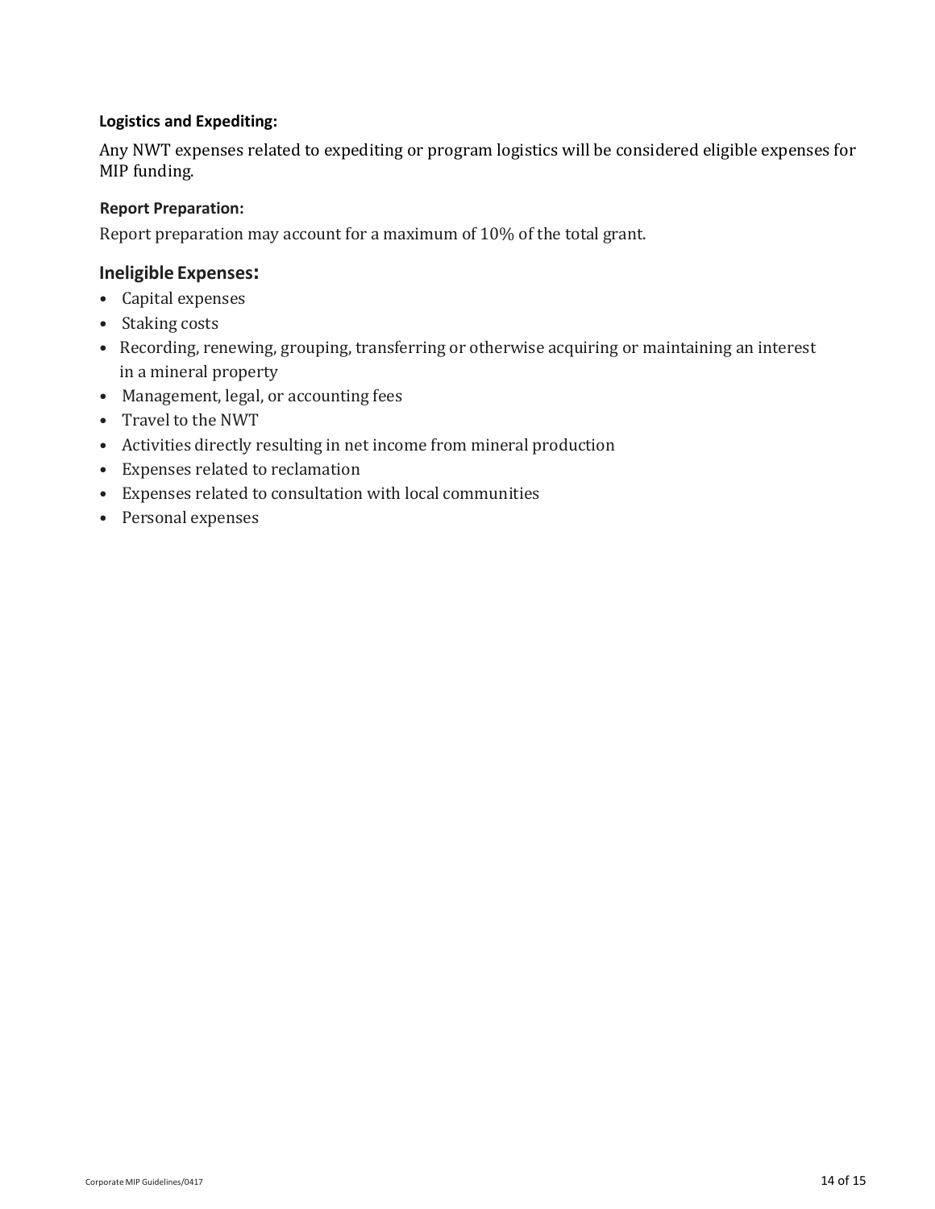#### Logistics and Expediting:

Any NWT expenses related to expediting or program logistics will be considered eligible expenses for MIP funding.

#### Report Preparation:

Report preparation may account for a maximum of 10% of the total grant.

### Ineligible Expenses:

- Capital expenses
- Staking costs
- Recording, renewing, grouping, transferring or otherwise acquiring or maintaining an interest in a mineral property
- Management, legal, or accounting fees
- Travel to the NWT
- Activities directly resulting in net income from mineral production
- Expenses related to reclamation
- Expenses related to consultation with local communities
- Personal expenses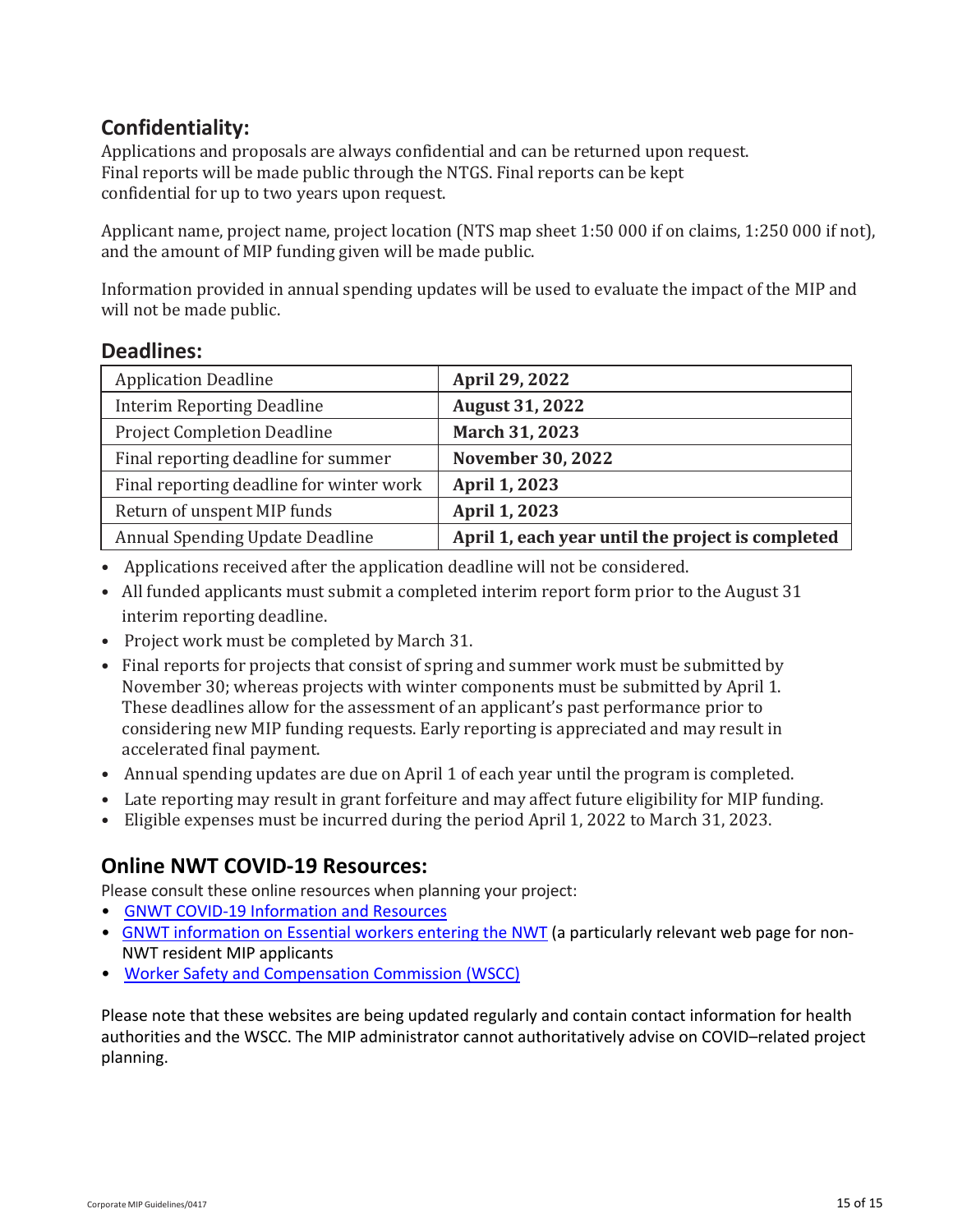## Confidentiality:

Applications and proposals are always confidential and can be returned upon request. Final reports will be made public through the NTGS. Final reports can be kept confidential for up to two years upon request.

Applicant name, project name, project location (NTS map sheet 1:50 000 if on claims, 1:250 000 if not), and the amount of MIP funding given will be made public.

Information provided in annual spending updates will be used to evaluate the impact of the MIP and will not be made public.

## Deadlines:

| | |
|---|---|
| Application Deadline | **April 29, 2022** |
| Interim Reporting Deadline | **August 31, 2022** |
| Project Completion Deadline | **March 31, 2023** |
| Final reporting deadline for summer | **November 30, 2022** |
| Final reporting deadline for winter work | **April 1, 2023** |
| Return of unspent MIP funds | **April 1, 2023** |
| Annual Spending Update Deadline | **April 1, each year until the project is completed** |

- Applications received after the application deadline will not be considered.
- All funded applicants must submit a completed interim report form prior to the August 31 interim reporting deadline.
- Project work must be completed by March 31.
- Final reports for projects that consist of spring and summer work must be submitted by November 30; whereas projects with winter components must be submitted by April 1. These deadlines allow for the assessment of an applicant's past performance prior to considering new MIP funding requests. Early reporting is appreciated and may result in accelerated final payment.
- Annual spending updates are due on April 1 of each year until the program is completed.
- Late reporting may result in grant forfeiture and may affect future eligibility for MIP funding.
- Eligible expenses must be incurred during the period April 1, 2022 to March 31, 2023.

## Online NWT COVID-19 Resources:

Please consult these online resources when planning your project:

- GNWT COVID-19 Information and Resources
- GNWT information on Essential workers entering the NWT (a particularly relevant web page for non-NWT resident MIP applicants
- Worker Safety and Compensation Commission (WSCC)

Please note that these websites are being updated regularly and contain contact information for health authorities and the WSCC. The MIP administrator cannot authoritatively advise on COVID–related project planning.